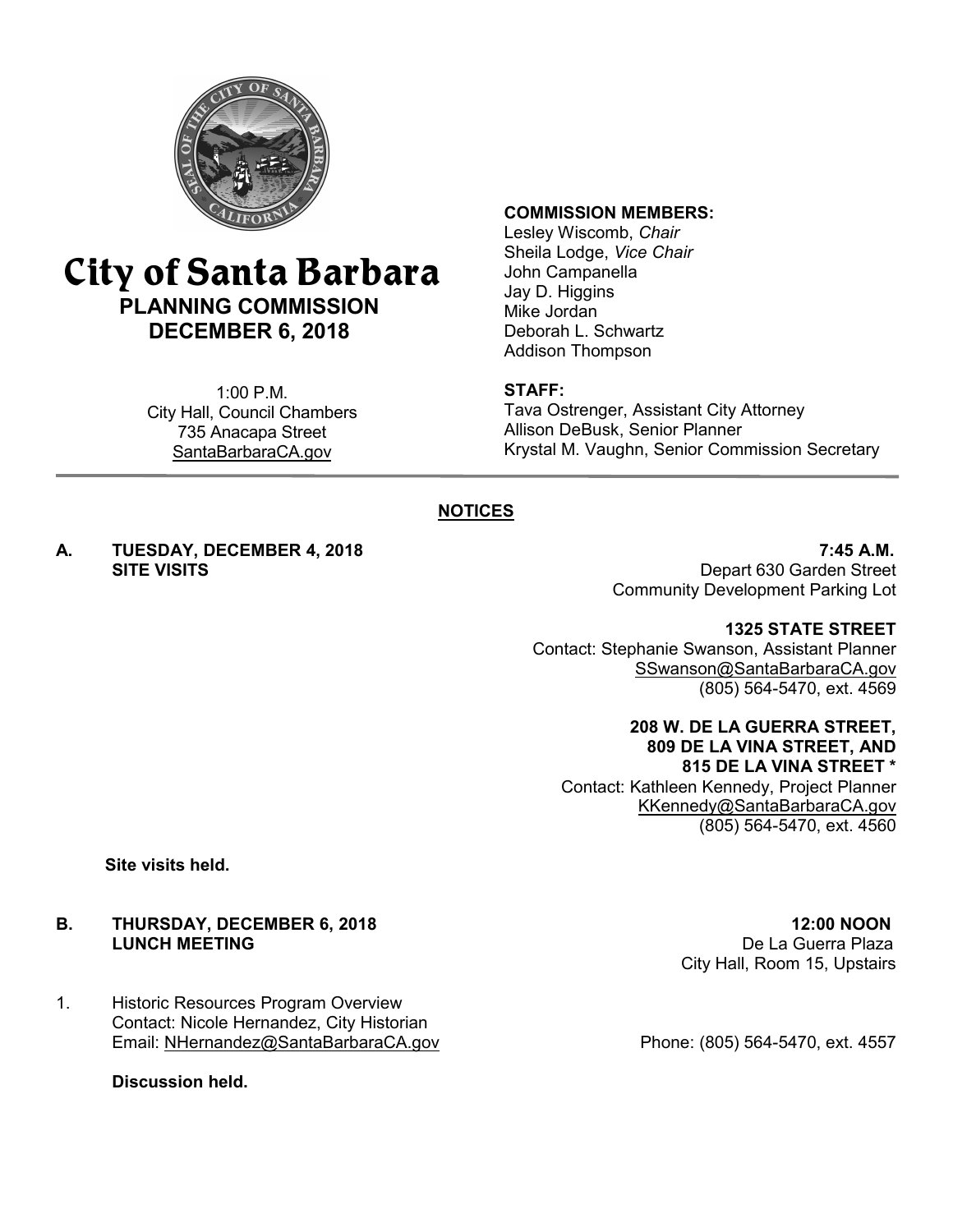# City of Santa Barbara

## PLANNING COMMISSION
## DECEMBER 6, 2018

1:00 P.M.
City Hall, Council Chambers
735 Anacapa Street
SantaBarbaraCA.gov

**COMMISSION MEMBERS:**
Lesley Wiscomb, *Chair*
Sheila Lodge, *Vice Chair*
John Campanella
Jay D. Higgins
Mike Jordan
Deborah L. Schwartz
Addison Thompson

**STAFF:**
Tava Ostrenger, Assistant City Attorney
Allison DeBusk, Senior Planner
Krystal M. Vaughn, Senior Commission Secretary

---

## NOTICES

**A. TUESDAY, DECEMBER 4, 2018 — 7:45 A.M.**
**SITE VISITS**

Depart 630 Garden Street
Community Development Parking Lot

**1325 STATE STREET**
Contact: Stephanie Swanson, Assistant Planner
SSwanson@SantaBarbaraCA.gov
(805) 564-5470, ext. 4569

**208 W. DE LA GUERRA STREET, 809 DE LA VINA STREET, AND 815 DE LA VINA STREET ***
Contact: Kathleen Kennedy, Project Planner
KKennedy@SantaBarbaraCA.gov
(805) 564-5470, ext. 4560

**Site visits held.**

**B. THURSDAY, DECEMBER 6, 2018 — 12:00 NOON**
**LUNCH MEETING**

De La Guerra Plaza
City Hall, Room 15, Upstairs

1. Historic Resources Program Overview
   Contact: Nicole Hernandez, City Historian
   Email: NHernandez@SantaBarbaraCA.gov — Phone: (805) 564-5470, ext. 4557

   **Discussion held.**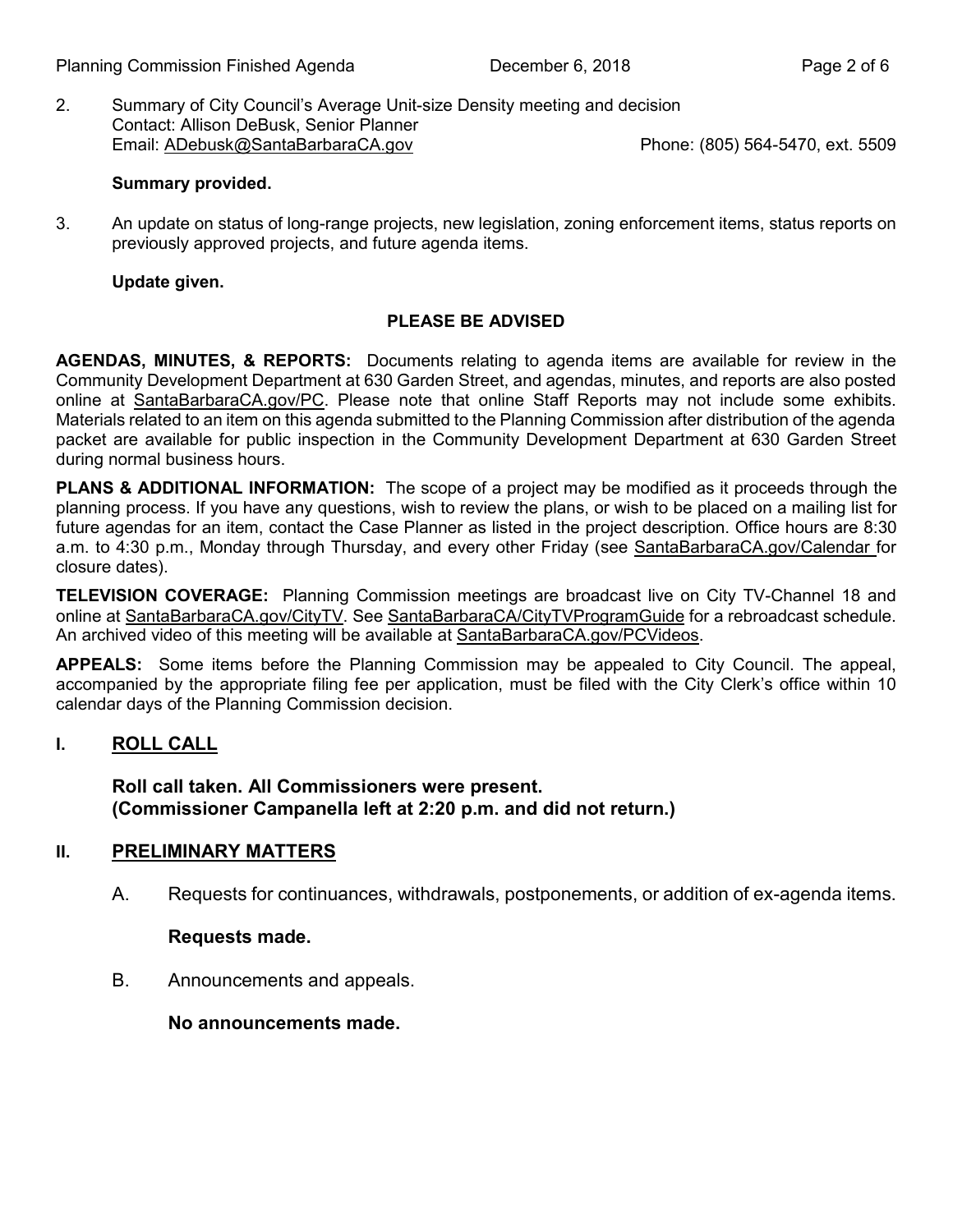2. Summary of City Council's Average Unit-size Density meeting and decision
   Contact: Allison DeBusk, Senior Planner
   Email: ADebusk@SantaBarbaraCA.gov Phone: (805) 564-5470, ext. 5509

   **Summary provided.**

3. An update on status of long-range projects, new legislation, zoning enforcement items, status reports on previously approved projects, and future agenda items.

   **Update given.**

**PLEASE BE ADVISED**

**AGENDAS, MINUTES, & REPORTS:** Documents relating to agenda items are available for review in the Community Development Department at 630 Garden Street, and agendas, minutes, and reports are also posted online at SantaBarbaraCA.gov/PC. Please note that online Staff Reports may not include some exhibits. Materials related to an item on this agenda submitted to the Planning Commission after distribution of the agenda packet are available for public inspection in the Community Development Department at 630 Garden Street during normal business hours.

**PLANS & ADDITIONAL INFORMATION:** The scope of a project may be modified as it proceeds through the planning process. If you have any questions, wish to review the plans, or wish to be placed on a mailing list for future agendas for an item, contact the Case Planner as listed in the project description. Office hours are 8:30 a.m. to 4:30 p.m., Monday through Thursday, and every other Friday (see SantaBarbaraCA.gov/Calendar for closure dates).

**TELEVISION COVERAGE:** Planning Commission meetings are broadcast live on City TV-Channel 18 and online at SantaBarbaraCA.gov/CityTV. See SantaBarbaraCA/CityTVProgramGuide for a rebroadcast schedule. An archived video of this meeting will be available at SantaBarbaraCA.gov/PCVideos.

**APPEALS:** Some items before the Planning Commission may be appealed to City Council. The appeal, accompanied by the appropriate filing fee per application, must be filed with the City Clerk's office within 10 calendar days of the Planning Commission decision.

## I. ROLL CALL

**Roll call taken. All Commissioners were present.**
**(Commissioner Campanella left at 2:20 p.m. and did not return.)**

## II. PRELIMINARY MATTERS

A. Requests for continuances, withdrawals, postponements, or addition of ex-agenda items.

   **Requests made.**

B. Announcements and appeals.

   **No announcements made.**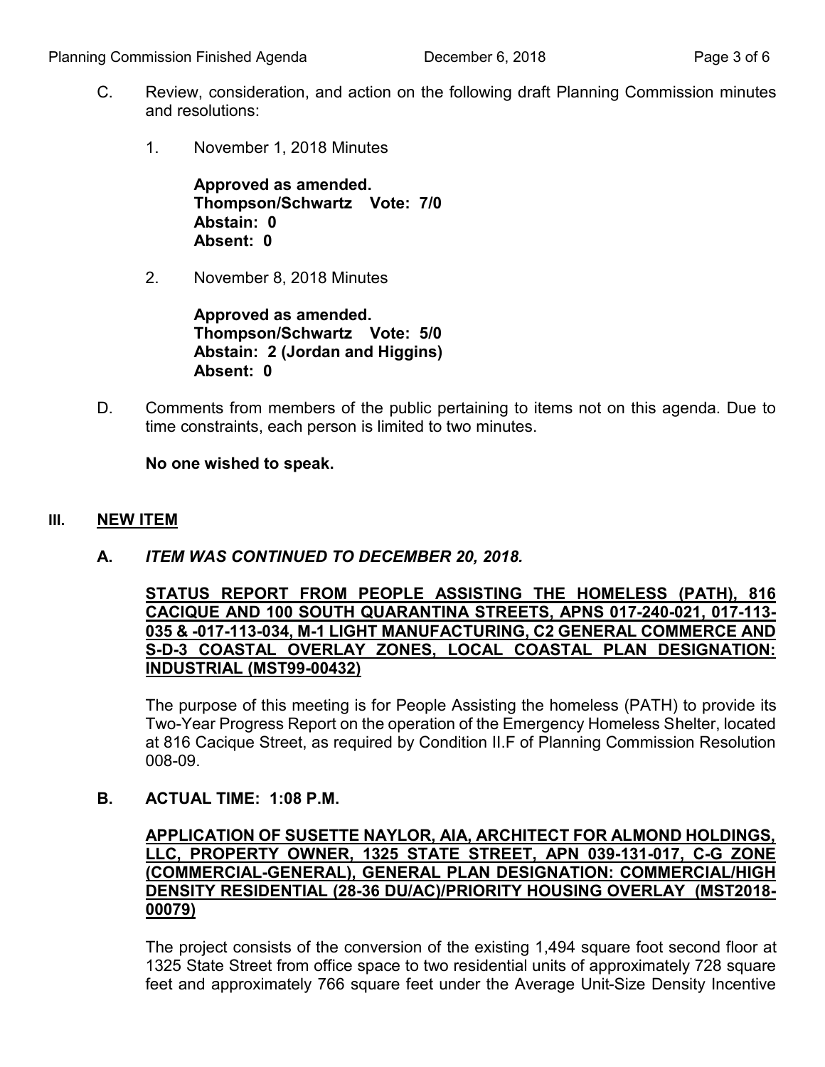C. Review, consideration, and action on the following draft Planning Commission minutes and resolutions:

1. November 1, 2018 Minutes

   **Approved as amended.**
   **Thompson/Schwartz Vote: 7/0**
   **Abstain: 0**
   **Absent: 0**

2. November 8, 2018 Minutes

   **Approved as amended.**
   **Thompson/Schwartz Vote: 5/0**
   **Abstain: 2 (Jordan and Higgins)**
   **Absent: 0**

D. Comments from members of the public pertaining to items not on this agenda. Due to time constraints, each person is limited to two minutes.

   **No one wished to speak.**

## III. NEW ITEM

### A. *ITEM WAS CONTINUED TO DECEMBER 20, 2018.*

**STATUS REPORT FROM PEOPLE ASSISTING THE HOMELESS (PATH), 816 CACIQUE AND 100 SOUTH QUARANTINA STREETS, APNS 017-240-021, 017-113-035 & -017-113-034, M-1 LIGHT MANUFACTURING, C2 GENERAL COMMERCE AND S-D-3 COASTAL OVERLAY ZONES, LOCAL COASTAL PLAN DESIGNATION: INDUSTRIAL (MST99-00432)**

The purpose of this meeting is for People Assisting the homeless (PATH) to provide its Two-Year Progress Report on the operation of the Emergency Homeless Shelter, located at 816 Cacique Street, as required by Condition II.F of Planning Commission Resolution 008-09.

### B. ACTUAL TIME: 1:08 P.M.

**APPLICATION OF SUSETTE NAYLOR, AIA, ARCHITECT FOR ALMOND HOLDINGS, LLC, PROPERTY OWNER, 1325 STATE STREET, APN 039-131-017, C-G ZONE (COMMERCIAL-GENERAL), GENERAL PLAN DESIGNATION: COMMERCIAL/HIGH DENSITY RESIDENTIAL (28-36 DU/AC)/PRIORITY HOUSING OVERLAY (MST2018-00079)**

The project consists of the conversion of the existing 1,494 square foot second floor at 1325 State Street from office space to two residential units of approximately 728 square feet and approximately 766 square feet under the Average Unit-Size Density Incentive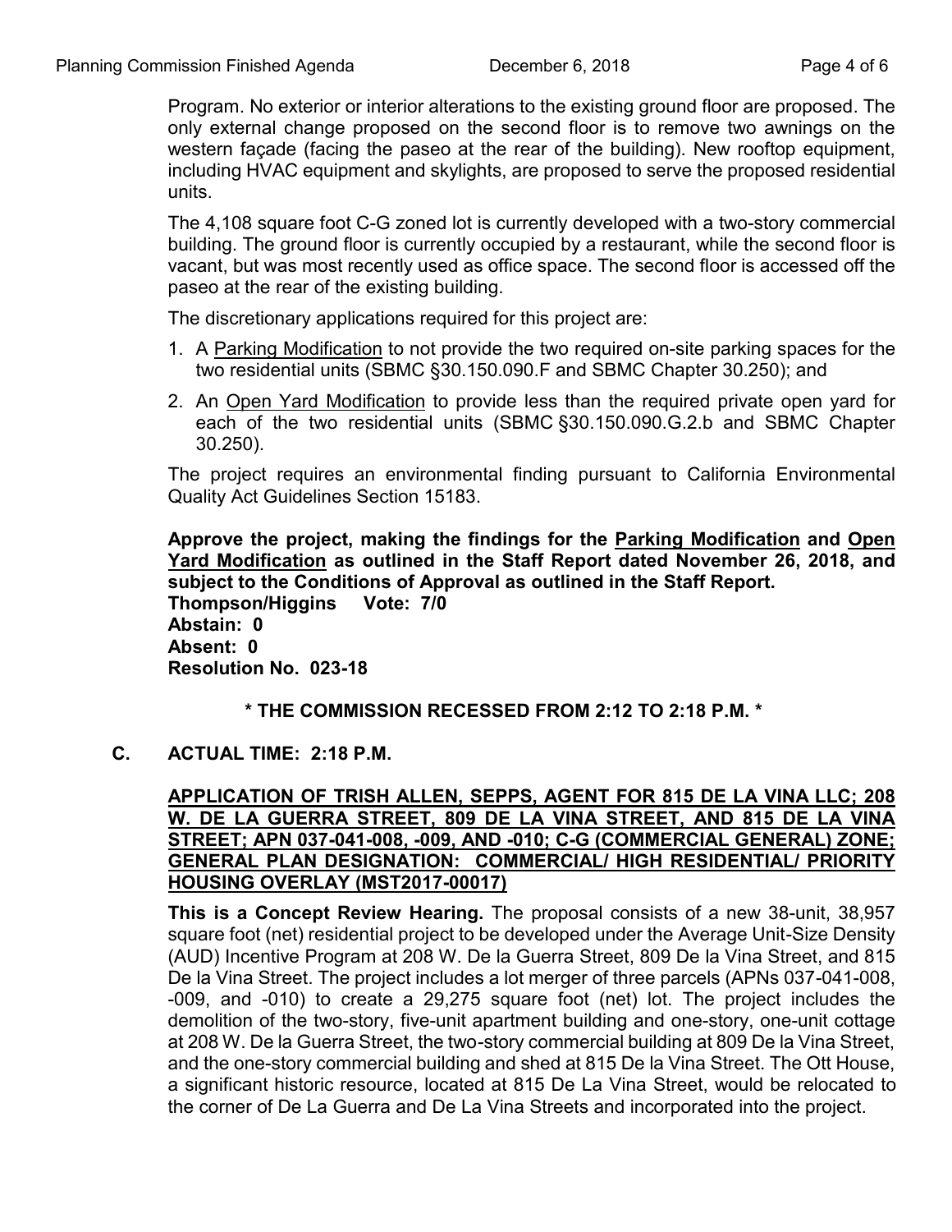Program. No exterior or interior alterations to the existing ground floor are proposed. The only external change proposed on the second floor is to remove two awnings on the western façade (facing the paseo at the rear of the building). New rooftop equipment, including HVAC equipment and skylights, are proposed to serve the proposed residential units.

The 4,108 square foot C-G zoned lot is currently developed with a two-story commercial building. The ground floor is currently occupied by a restaurant, while the second floor is vacant, but was most recently used as office space. The second floor is accessed off the paseo at the rear of the existing building.

The discretionary applications required for this project are:

1. A Parking Modification to not provide the two required on-site parking spaces for the two residential units (SBMC §30.150.090.F and SBMC Chapter 30.250); and
2. An Open Yard Modification to provide less than the required private open yard for each of the two residential units (SBMC §30.150.090.G.2.b and SBMC Chapter 30.250).

The project requires an environmental finding pursuant to California Environmental Quality Act Guidelines Section 15183.

**Approve the project, making the findings for the Parking Modification and Open Yard Modification as outlined in the Staff Report dated November 26, 2018, and subject to the Conditions of Approval as outlined in the Staff Report.**
**Thompson/Higgins Vote: 7/0**
**Abstain: 0**
**Absent: 0**
**Resolution No. 023-18**

**\* THE COMMISSION RECESSED FROM 2:12 TO 2:18 P.M. \***

**C. ACTUAL TIME: 2:18 P.M.**

**APPLICATION OF TRISH ALLEN, SEPPS, AGENT FOR 815 DE LA VINA LLC; 208 W. DE LA GUERRA STREET, 809 DE LA VINA STREET, AND 815 DE LA VINA STREET; APN 037-041-008, -009, AND -010; C-G (COMMERCIAL GENERAL) ZONE; GENERAL PLAN DESIGNATION: COMMERCIAL/ HIGH RESIDENTIAL/ PRIORITY HOUSING OVERLAY (MST2017-00017)**

**This is a Concept Review Hearing.** The proposal consists of a new 38-unit, 38,957 square foot (net) residential project to be developed under the Average Unit-Size Density (AUD) Incentive Program at 208 W. De la Guerra Street, 809 De la Vina Street, and 815 De la Vina Street. The project includes a lot merger of three parcels (APNs 037-041-008, -009, and -010) to create a 29,275 square foot (net) lot. The project includes the demolition of the two-story, five-unit apartment building and one-story, one-unit cottage at 208 W. De la Guerra Street, the two-story commercial building at 809 De la Vina Street, and the one-story commercial building and shed at 815 De la Vina Street. The Ott House, a significant historic resource, located at 815 De La Vina Street, would be relocated to the corner of De La Guerra and De La Vina Streets and incorporated into the project.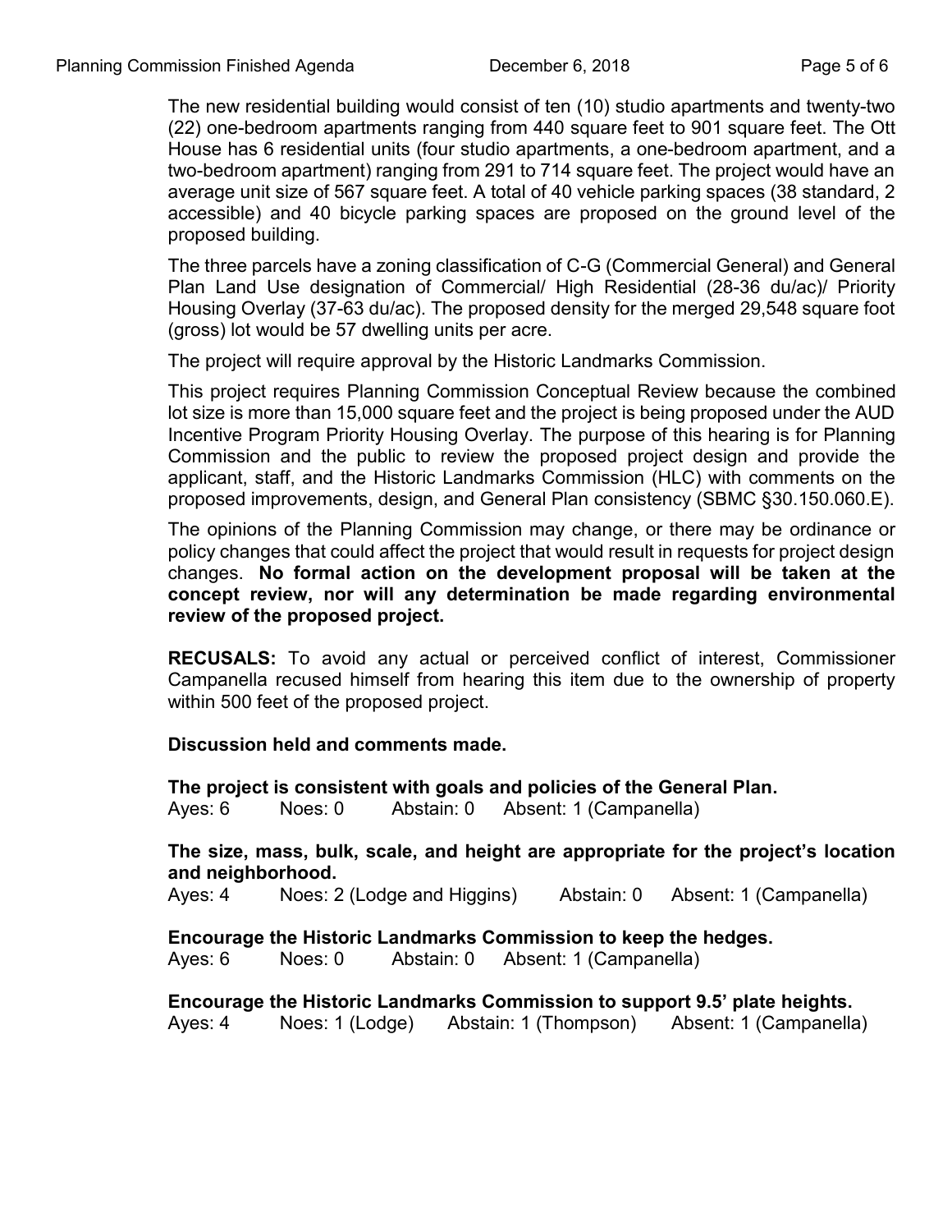The new residential building would consist of ten (10) studio apartments and twenty-two (22) one-bedroom apartments ranging from 440 square feet to 901 square feet. The Ott House has 6 residential units (four studio apartments, a one-bedroom apartment, and a two-bedroom apartment) ranging from 291 to 714 square feet. The project would have an average unit size of 567 square feet. A total of 40 vehicle parking spaces (38 standard, 2 accessible) and 40 bicycle parking spaces are proposed on the ground level of the proposed building.

The three parcels have a zoning classification of C-G (Commercial General) and General Plan Land Use designation of Commercial/ High Residential (28-36 du/ac)/ Priority Housing Overlay (37-63 du/ac). The proposed density for the merged 29,548 square foot (gross) lot would be 57 dwelling units per acre.

The project will require approval by the Historic Landmarks Commission.

This project requires Planning Commission Conceptual Review because the combined lot size is more than 15,000 square feet and the project is being proposed under the AUD Incentive Program Priority Housing Overlay. The purpose of this hearing is for Planning Commission and the public to review the proposed project design and provide the applicant, staff, and the Historic Landmarks Commission (HLC) with comments on the proposed improvements, design, and General Plan consistency (SBMC §30.150.060.E).

The opinions of the Planning Commission may change, or there may be ordinance or policy changes that could affect the project that would result in requests for project design changes. **No formal action on the development proposal will be taken at the concept review, nor will any determination be made regarding environmental review of the proposed project.**

**RECUSALS:** To avoid any actual or perceived conflict of interest, Commissioner Campanella recused himself from hearing this item due to the ownership of property within 500 feet of the proposed project.

**Discussion held and comments made.**

**The project is consistent with goals and policies of the General Plan.**
Ayes: 6 Noes: 0 Abstain: 0 Absent: 1 (Campanella)

**The size, mass, bulk, scale, and height are appropriate for the project's location and neighborhood.**
Ayes: 4 Noes: 2 (Lodge and Higgins) Abstain: 0 Absent: 1 (Campanella)

**Encourage the Historic Landmarks Commission to keep the hedges.**
Ayes: 6 Noes: 0 Abstain: 0 Absent: 1 (Campanella)

**Encourage the Historic Landmarks Commission to support 9.5' plate heights.**
Ayes: 4 Noes: 1 (Lodge) Abstain: 1 (Thompson) Absent: 1 (Campanella)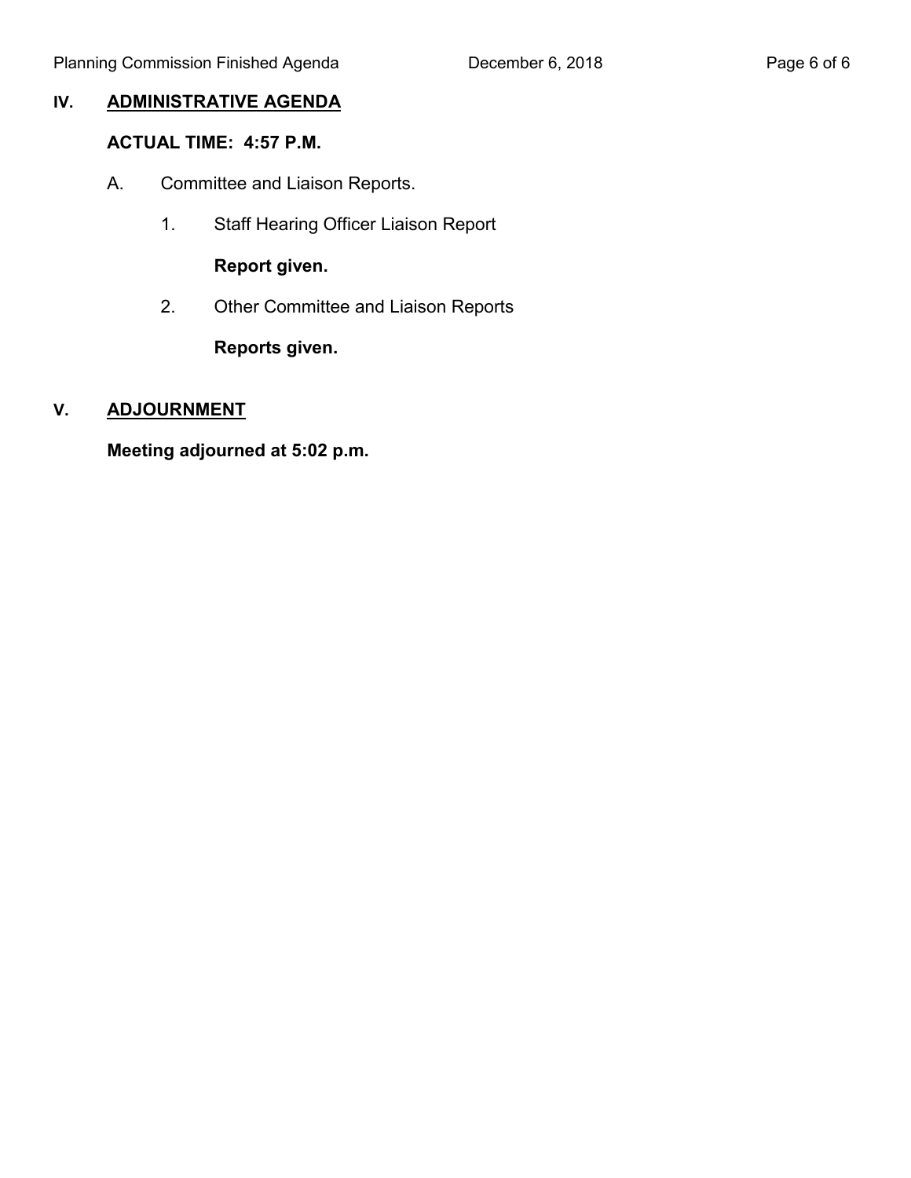## IV. ADMINISTRATIVE AGENDA

**ACTUAL TIME: 4:57 P.M.**

A. Committee and Liaison Reports.

1. Staff Hearing Officer Liaison Report

   **Report given.**

2. Other Committee and Liaison Reports

   **Reports given.**

## V. ADJOURNMENT

**Meeting adjourned at 5:02 p.m.**